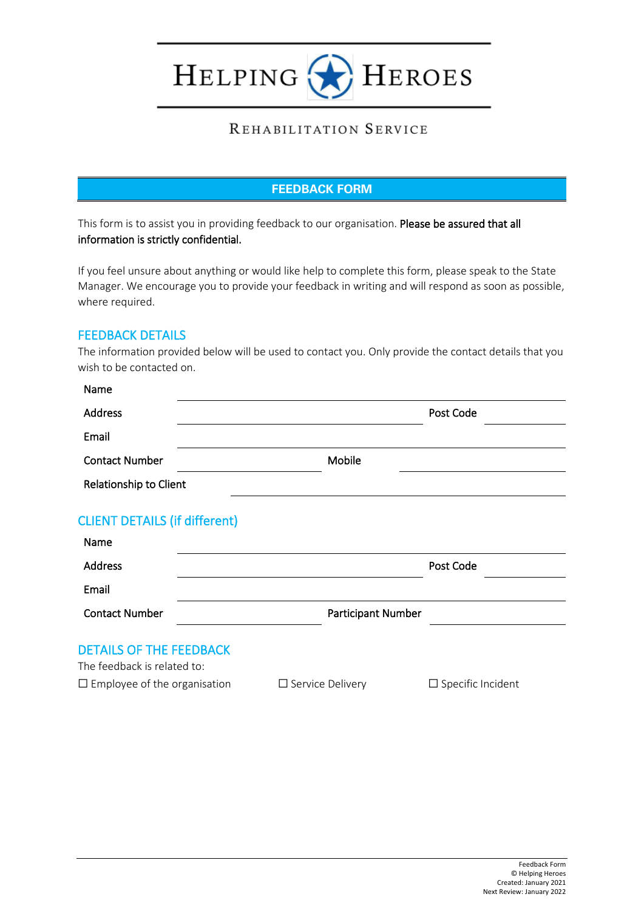# HELPING HEROES

REHABILITATION SERVICE

## FEEDBACK FORM

This form is to assist you in providing feedback to our organisation. **Please be assured that all information is strictly confidential.**

If you feel unsure about anything or would like help to complete this form, please speak to the State Manager. We encourage you to provide your feedback in writing and will respond as soon as possible, where required.

## FEEDBACK DETAILS

The information provided below will be used to contact you. Only provide the contact details that you wish to be contacted on.

Name ______________________________

Address ______________________________ Post Code ____________

Email ______________________________

Contact Number ______________________ Mobile ______________________

Relationship to Client ______________________________

## CLIENT DETAILS (if different)

Name ______________________________

Address ______________________________ Post Code ____________

Email ______________________________

Contact Number ______________________ Participant Number ______________________

## DETAILS OF THE FEEDBACK

The feedback is related to:

☐ Employee of the organisation ☐ Service Delivery ☐ Specific Incident

Feedback Form
© Helping Heroes
Created: January 2021
Next Review: January 2022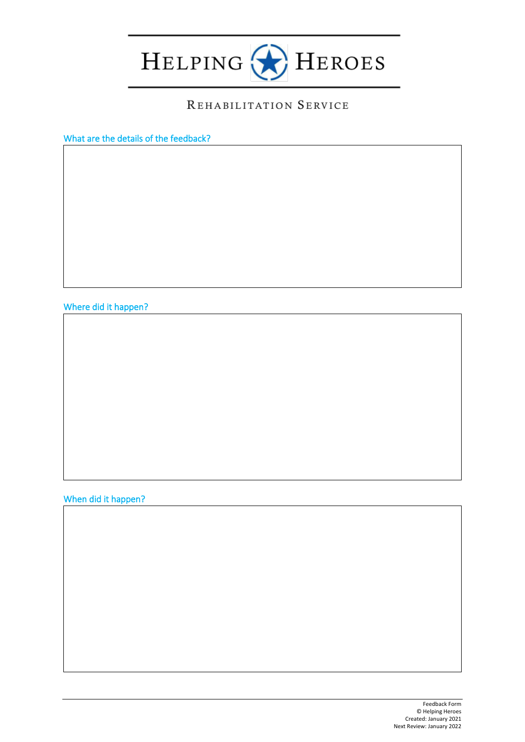# HELPING HEROES

REHABILITATION SERVICE

What are the details of the feedback?

Where did it happen?

When did it happen?

Feedback Form
© Helping Heroes
Created: January 2021
Next Review: January 2022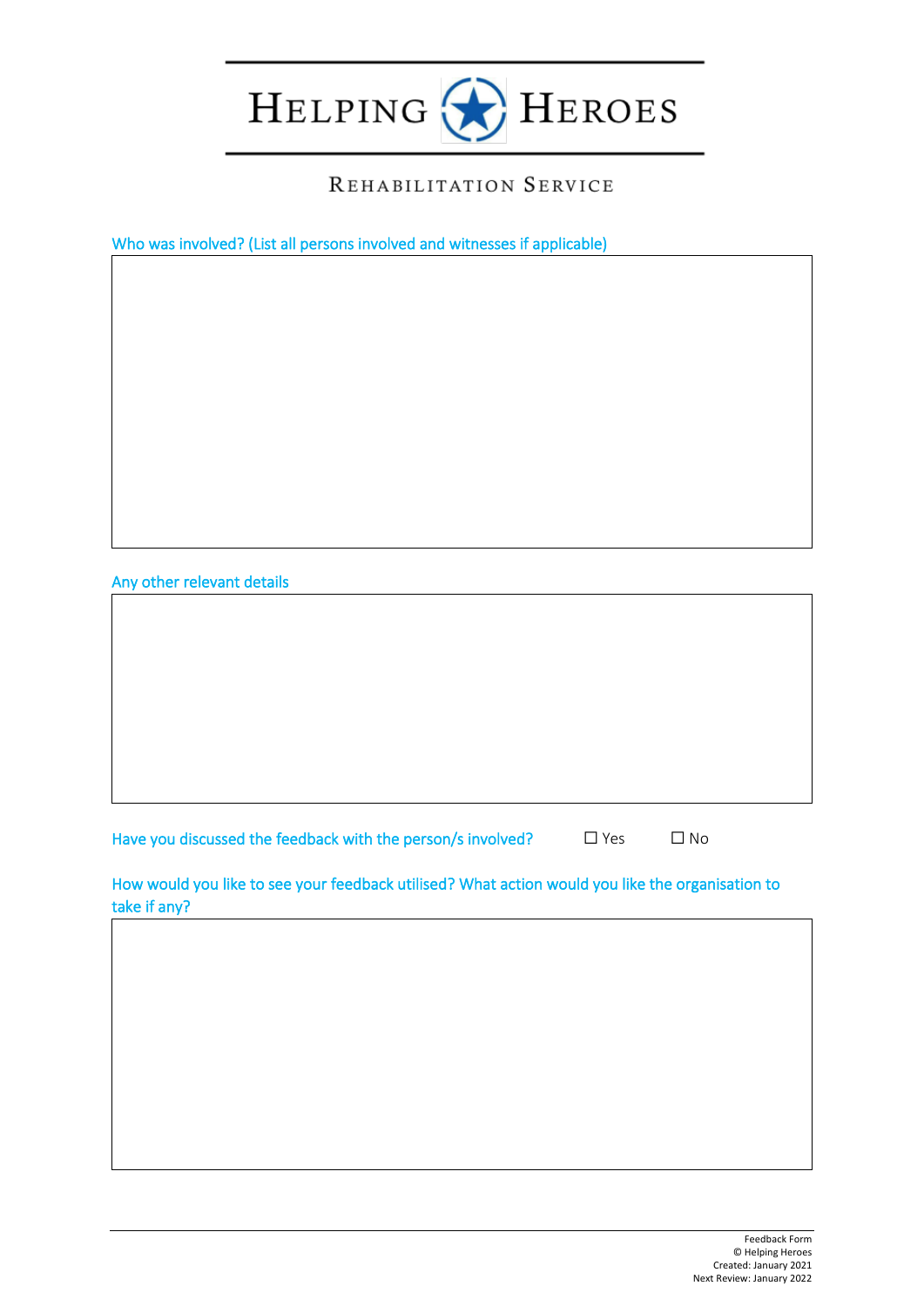# HELPING HEROES

## REHABILITATION SERVICE

Who was involved? (List all persons involved and witnesses if applicable)

Any other relevant details

Have you discussed the feedback with the person/s involved? ☐ Yes ☐ No

How would you like to see your feedback utilised? What action would you like the organisation to take if any?

Feedback Form
© Helping Heroes
Created: January 2021
Next Review: January 2022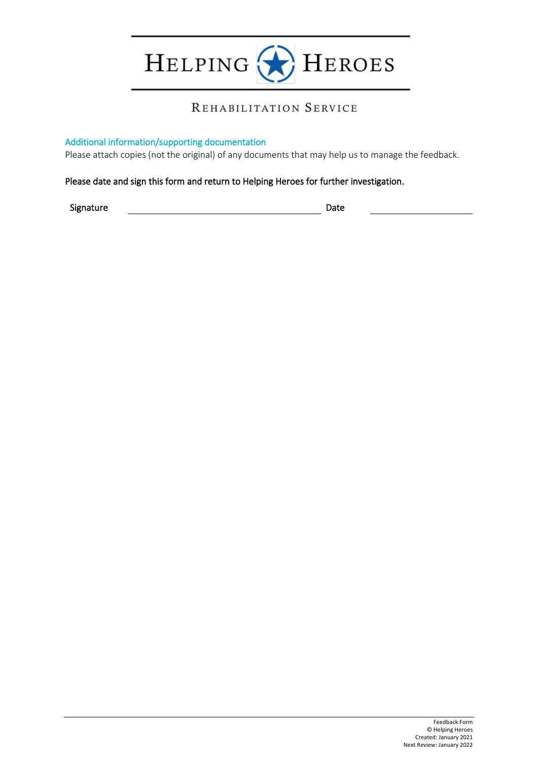# HELPING HEROES

REHABILITATION SERVICE

## Additional information/supporting documentation

Please attach copies (not the original) of any documents that may help us to manage the feedback.

Please date and sign this form and return to Helping Heroes for further investigation.

Signature \_\_\_\_\_\_\_\_\_\_\_\_\_\_\_\_\_\_\_\_\_\_\_\_\_\_\_\_\_\_\_\_ Date \_\_\_\_\_\_\_\_\_\_\_\_\_\_\_\_\_\_

Feedback Form
© Helping Heroes
Created: January 2021
Next Review: January 2022